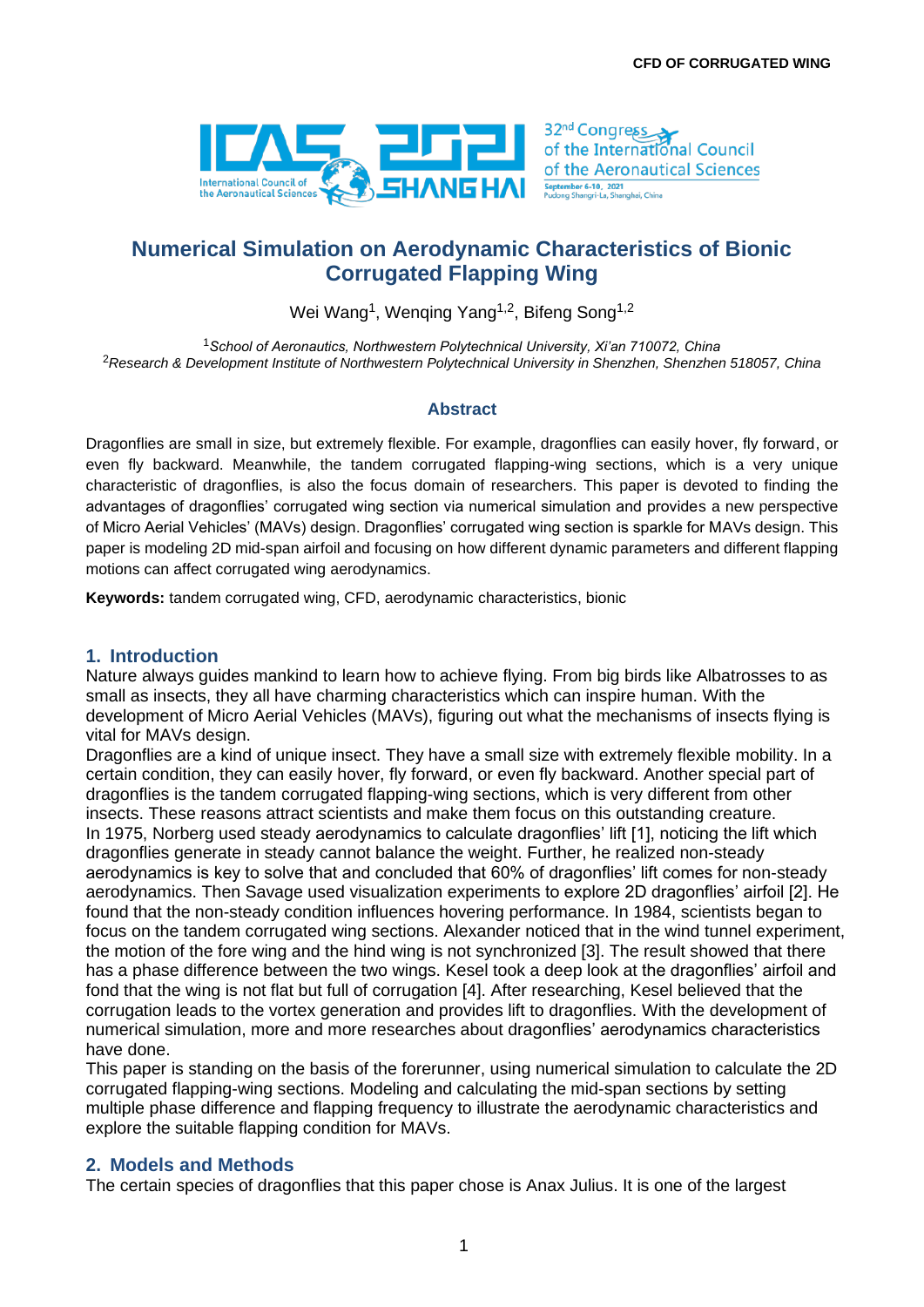# Numerical Simulation on Aerodynamic Characteristics of Bionic Corrugated Flapping Wing

Wei Wang[1], Wenqing Yang[1,2], Bifeng Song[1,2]

[1]*School of Aeronautics, Northwestern Polytechnical University, Xi'an 710072, China*
[2]*Research & Development Institute of Northwestern Polytechnical University in Shenzhen, Shenzhen 518057, China*

## Abstract

Dragonflies are small in size, but extremely flexible. For example, dragonflies can easily hover, fly forward, or even fly backward. Meanwhile, the tandem corrugated flapping-wing sections, which is a very unique characteristic of dragonflies, is also the focus domain of researchers. This paper is devoted to finding the advantages of dragonflies' corrugated wing section via numerical simulation and provides a new perspective of Micro Aerial Vehicles' (MAVs) design. Dragonflies' corrugated wing section is sparkle for MAVs design. This paper is modeling 2D mid-span airfoil and focusing on how different dynamic parameters and different flapping motions can affect corrugated wing aerodynamics.

**Keywords:** tandem corrugated wing, CFD, aerodynamic characteristics, bionic

## 1. Introduction

Nature always guides mankind to learn how to achieve flying. From big birds like Albatrosses to as small as insects, they all have charming characteristics which can inspire human. With the development of Micro Aerial Vehicles (MAVs), figuring out what the mechanisms of insects flying is vital for MAVs design.

Dragonflies are a kind of unique insect. They have a small size with extremely flexible mobility. In a certain condition, they can easily hover, fly forward, or even fly backward. Another special part of dragonflies is the tandem corrugated flapping-wing sections, which is very different from other insects. These reasons attract scientists and make them focus on this outstanding creature.

In 1975, Norberg used steady aerodynamics to calculate dragonflies' lift [1], noticing the lift which dragonflies generate in steady cannot balance the weight. Further, he realized non-steady aerodynamics is key to solve that and concluded that 60% of dragonflies' lift comes for non-steady aerodynamics. Then Savage used visualization experiments to explore 2D dragonflies' airfoil [2]. He found that the non-steady condition influences hovering performance. In 1984, scientists began to focus on the tandem corrugated wing sections. Alexander noticed that in the wind tunnel experiment, the motion of the fore wing and the hind wing is not synchronized [3]. The result showed that there has a phase difference between the two wings. Kesel took a deep look at the dragonflies' airfoil and fond that the wing is not flat but full of corrugation [4]. After researching, Kesel believed that the corrugation leads to the vortex generation and provides lift to dragonflies. With the development of numerical simulation, more and more researches about dragonflies' aerodynamics characteristics have done.

This paper is standing on the basis of the forerunner, using numerical simulation to calculate the 2D corrugated flapping-wing sections. Modeling and calculating the mid-span sections by setting multiple phase difference and flapping frequency to illustrate the aerodynamic characteristics and explore the suitable flapping condition for MAVs.

## 2. Models and Methods

The certain species of dragonflies that this paper chose is Anax Julius. It is one of the largest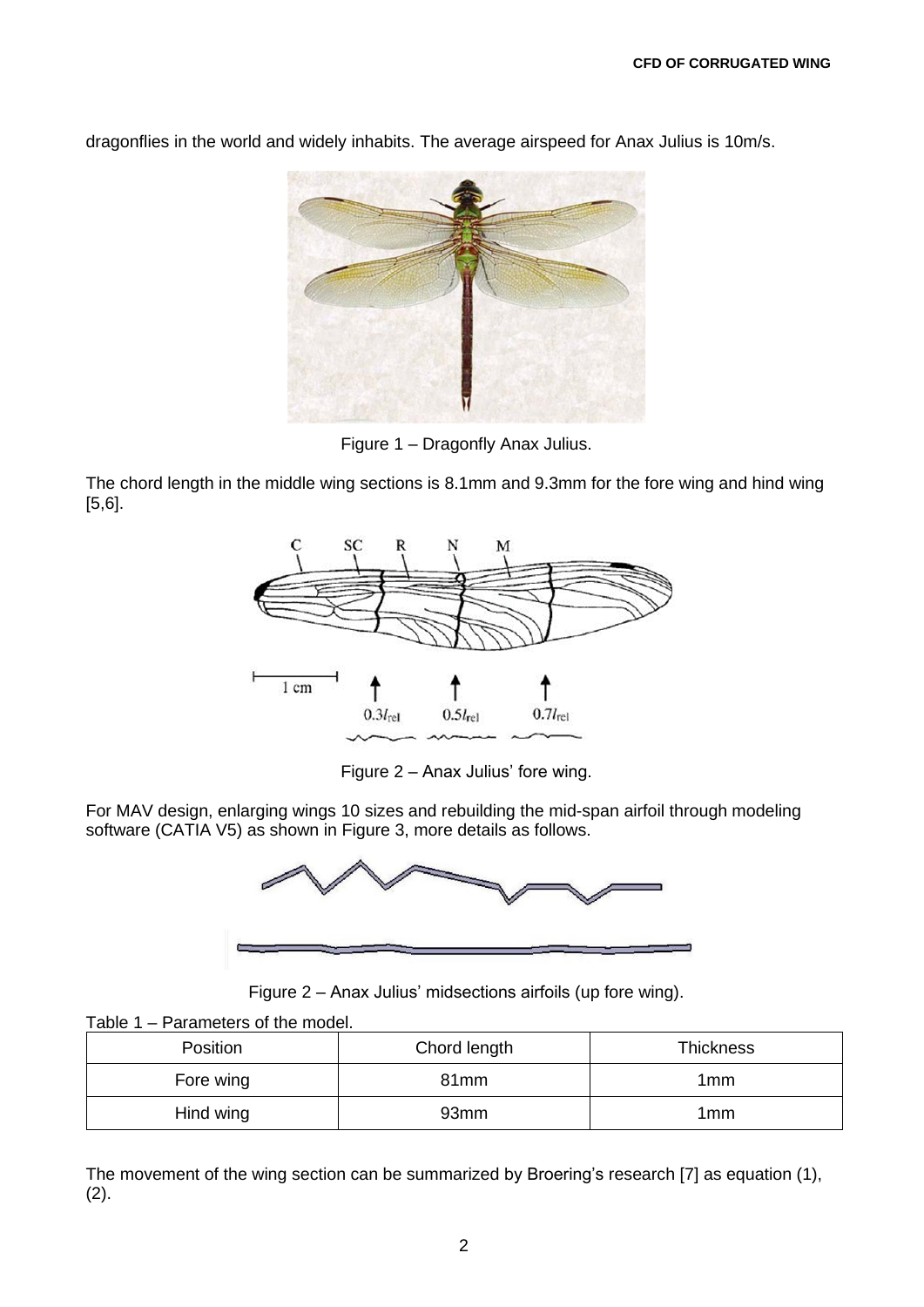dragonflies in the world and widely inhabits. The average airspeed for Anax Julius is 10m/s.

Figure 1 – Dragonfly Anax Julius.

The chord length in the middle wing sections is 8.1mm and 9.3mm for the fore wing and hind wing [5,6].

Figure 2 – Anax Julius' fore wing.

For MAV design, enlarging wings 10 sizes and rebuilding the mid-span airfoil through modeling software (CATIA V5) as shown in Figure 3, more details as follows.

Figure 2 – Anax Julius' midsections airfoils (up fore wing).

Table 1 – Parameters of the model.

| Position | Chord length | Thickness |
| --- | --- | --- |
| Fore wing | 81mm | 1mm |
| Hind wing | 93mm | 1mm |

The movement of the wing section can be summarized by Broering's research [7] as equation (1), (2).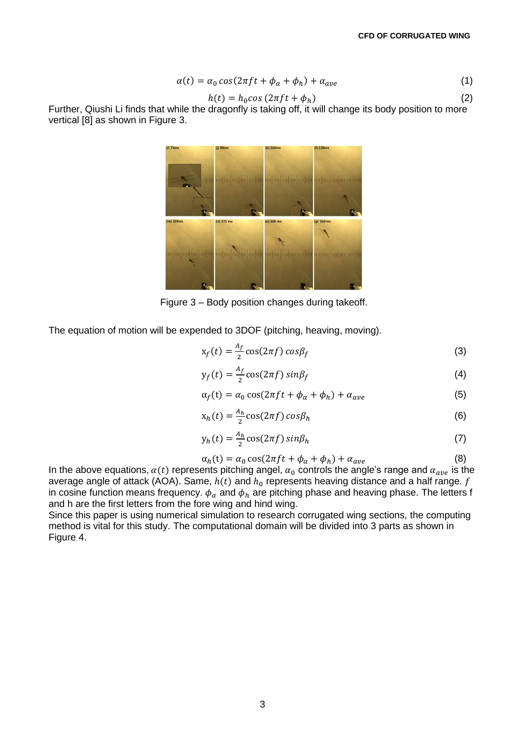$$\alpha(t) = \alpha_0 \cos(2\pi f t + \phi_\alpha + \phi_h) + \alpha_{ave} \tag{1}$$

$$h(t) = h_0 \cos(2\pi f t + \phi_h) \tag{2}$$

Further, Qiushi Li finds that while the dragonfly is taking off, it will change its body position to more vertical [8] as shown in Figure 3.

Figure 3 – Body position changes during takeoff.

The equation of motion will be expended to 3DOF (pitching, heaving, moving).

$$x_f(t) = \frac{A_f}{2}\cos(2\pi f)\cos\beta_f \tag{3}$$

$$y_f(t) = \frac{A_f}{2}\cos(2\pi f)\sin\beta_f \tag{4}$$

$$\alpha_f(t) = \alpha_0 \cos(2\pi f t + \phi_\alpha + \phi_h) + \alpha_{ave} \tag{5}$$

$$x_h(t) = \frac{A_h}{2}\cos(2\pi f)\cos\beta_h \tag{6}$$

$$y_h(t) = \frac{A_h}{2}\cos(2\pi f)\sin\beta_h \tag{7}$$

$$\alpha_h(t) = \alpha_0 \cos(2\pi f t + \phi_\alpha + \phi_h) + \alpha_{ave} \tag{8}$$

In the above equations, $\alpha(t)$ represents pitching angel, $\alpha_0$ controls the angle's range and $\alpha_{ave}$ is the average angle of attack (AOA). Same, $h(t)$ and $h_0$ represents heaving distance and a half range. $f$ in cosine function means frequency. $\phi_\alpha$ and $\phi_h$ are pitching phase and heaving phase. The letters f and h are the first letters from the fore wing and hind wing.

Since this paper is using numerical simulation to research corrugated wing sections, the computing method is vital for this study. The computational domain will be divided into 3 parts as shown in Figure 4.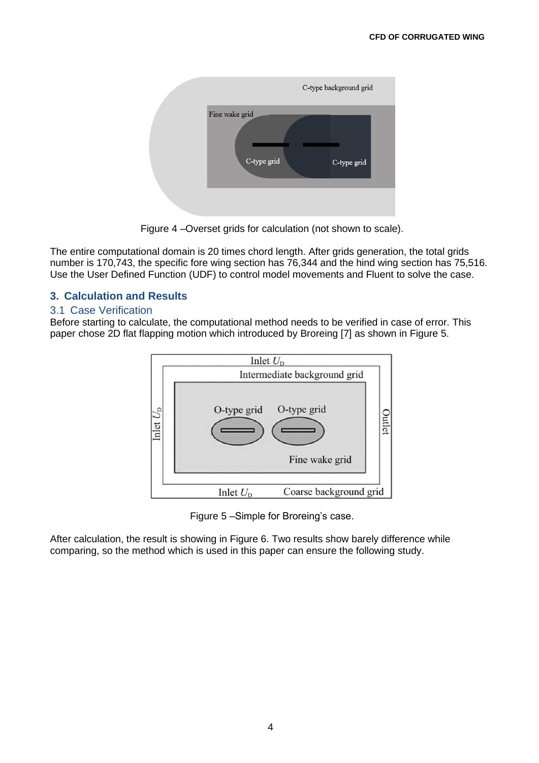Figure 4 –Overset grids for calculation (not shown to scale).

The entire computational domain is 20 times chord length. After grids generation, the total grids number is 170,743, the specific fore wing section has 76,344 and the hind wing section has 75,516. Use the User Defined Function (UDF) to control model movements and Fluent to solve the case.

## 3. Calculation and Results

### 3.1 Case Verification

Before starting to calculate, the computational method needs to be verified in case of error. This paper chose 2D flat flapping motion which introduced by Broreing [7] as shown in Figure 5.

Figure 5 –Simple for Broreing's case.

After calculation, the result is showing in Figure 6. Two results show barely difference while comparing, so the method which is used in this paper can ensure the following study.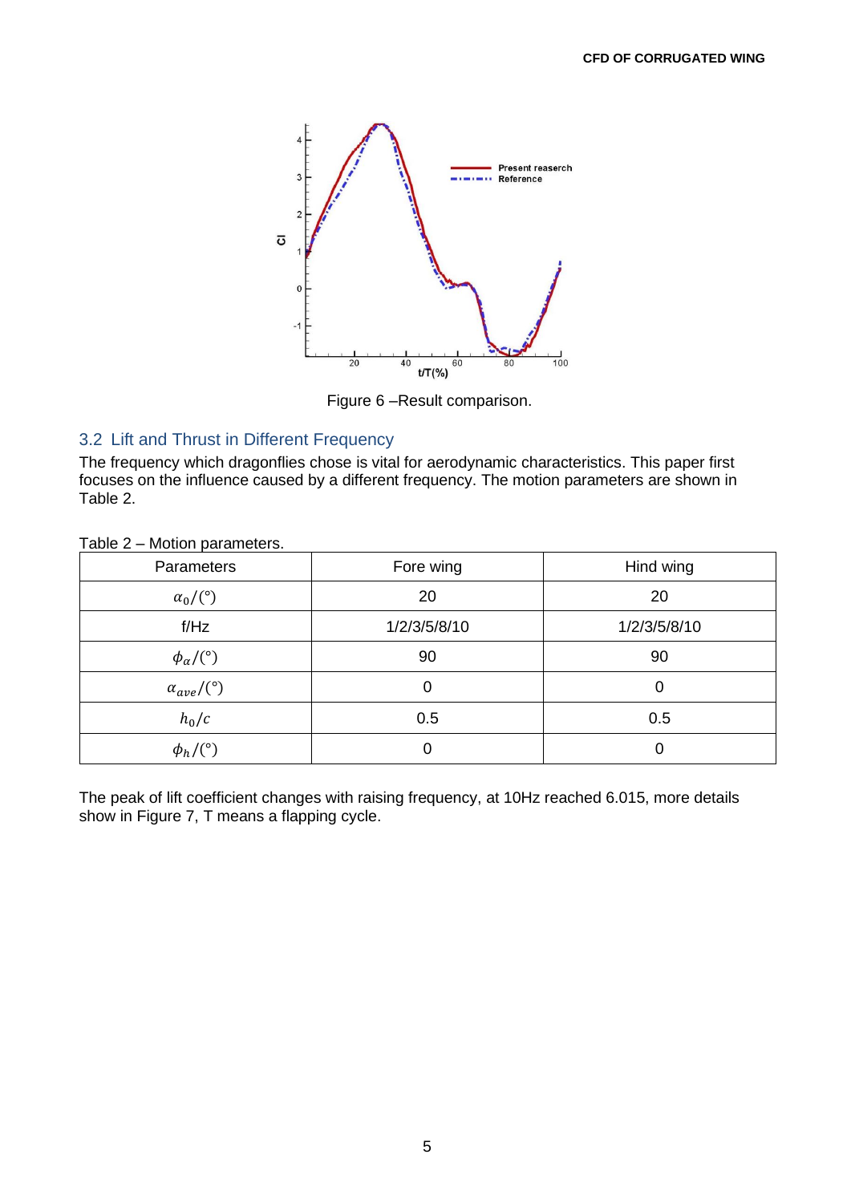Figure 6 –Result comparison.

## 3.2 Lift and Thrust in Different Frequency

The frequency which dragonflies chose is vital for aerodynamic characteristics. This paper first focuses on the influence caused by a different frequency. The motion parameters are shown in Table 2.

Table 2 – Motion parameters.

| Parameters | Fore wing | Hind wing |
|---|---|---|
| $\alpha_0/(°)$ | 20 | 20 |
| f/Hz | 1/2/3/5/8/10 | 1/2/3/5/8/10 |
| $\phi_\alpha/(°)$ | 90 | 90 |
| $\alpha_{ave}/(°)$ | 0 | 0 |
| $h_0/c$ | 0.5 | 0.5 |
| $\phi_h/(°)$ | 0 | 0 |

The peak of lift coefficient changes with raising frequency, at 10Hz reached 6.015, more details show in Figure 7, T means a flapping cycle.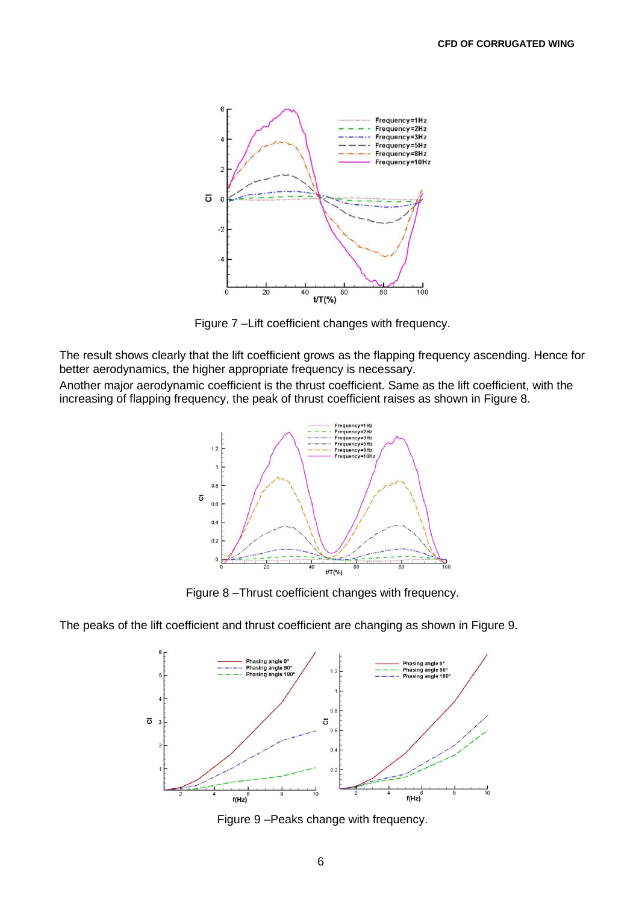Figure 7 –Lift coefficient changes with frequency.

The result shows clearly that the lift coefficient grows as the flapping frequency ascending. Hence for better aerodynamics, the higher appropriate frequency is necessary.

Another major aerodynamic coefficient is the thrust coefficient. Same as the lift coefficient, with the increasing of flapping frequency, the peak of thrust coefficient raises as shown in Figure 8.

Figure 8 –Thrust coefficient changes with frequency.

The peaks of the lift coefficient and thrust coefficient are changing as shown in Figure 9.

Figure 9 –Peaks change with frequency.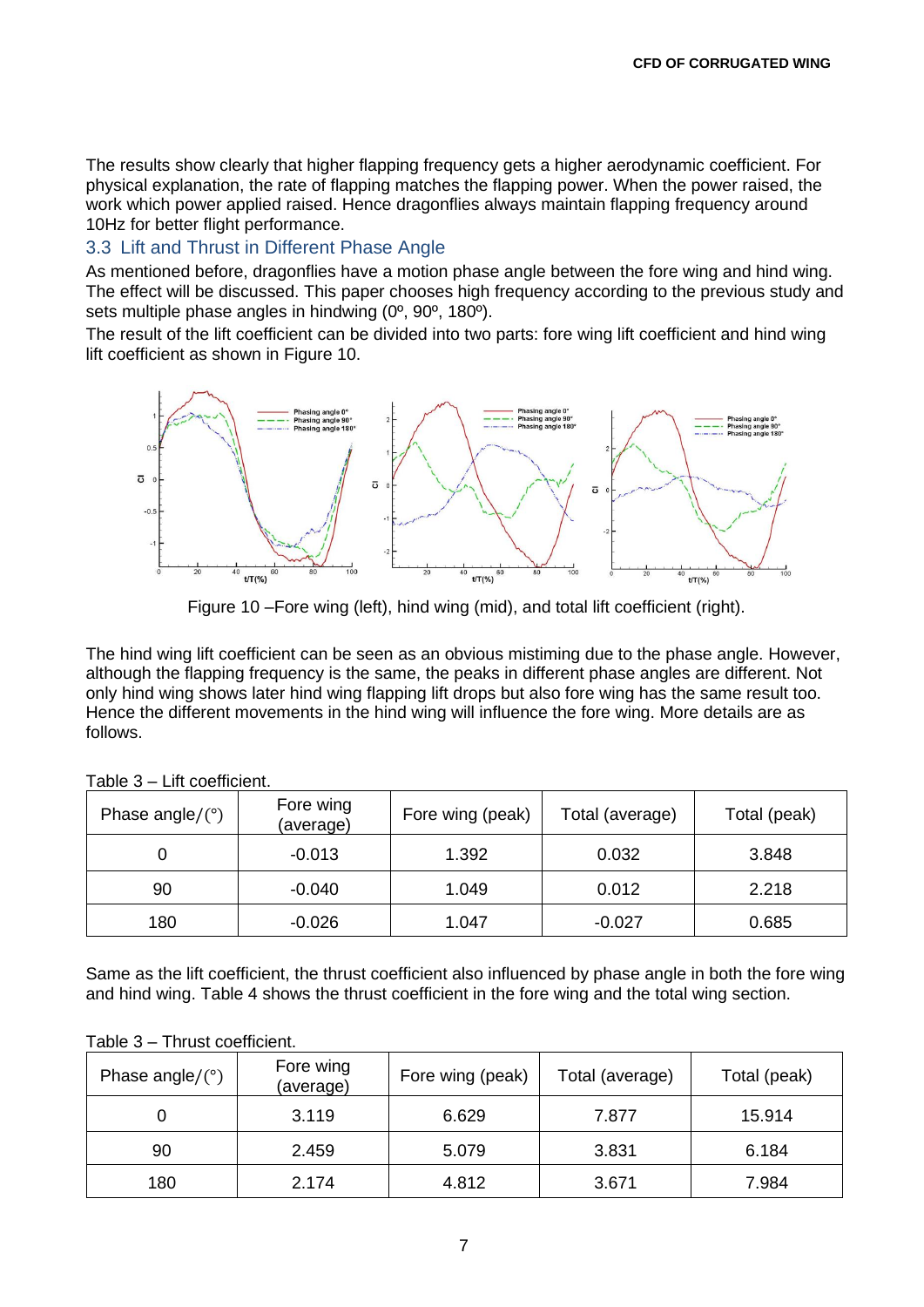The results show clearly that higher flapping frequency gets a higher aerodynamic coefficient. For physical explanation, the rate of flapping matches the flapping power. When the power raised, the work which power applied raised. Hence dragonflies always maintain flapping frequency around 10Hz for better flight performance.

### 3.3 Lift and Thrust in Different Phase Angle

As mentioned before, dragonflies have a motion phase angle between the fore wing and hind wing. The effect will be discussed. This paper chooses high frequency according to the previous study and sets multiple phase angles in hindwing (0º, 90º, 180º).

The result of the lift coefficient can be divided into two parts: fore wing lift coefficient and hind wing lift coefficient as shown in Figure 10.

Figure 10 –Fore wing (left), hind wing (mid), and total lift coefficient (right).

The hind wing lift coefficient can be seen as an obvious mistiming due to the phase angle. However, although the flapping frequency is the same, the peaks in different phase angles are different. Not only hind wing shows later hind wing flapping lift drops but also fore wing has the same result too. Hence the different movements in the hind wing will influence the fore wing. More details are as follows.

Table 3 – Lift coefficient.

| Phase angle/(°) | Fore wing (average) | Fore wing (peak) | Total (average) | Total (peak) |
| --- | --- | --- | --- | --- |
| 0 | -0.013 | 1.392 | 0.032 | 3.848 |
| 90 | -0.040 | 1.049 | 0.012 | 2.218 |
| 180 | -0.026 | 1.047 | -0.027 | 0.685 |

Same as the lift coefficient, the thrust coefficient also influenced by phase angle in both the fore wing and hind wing. Table 4 shows the thrust coefficient in the fore wing and the total wing section.

Table 3 – Thrust coefficient.

| Phase angle/(°) | Fore wing (average) | Fore wing (peak) | Total (average) | Total (peak) |
| --- | --- | --- | --- | --- |
| 0 | 3.119 | 6.629 | 7.877 | 15.914 |
| 90 | 2.459 | 5.079 | 3.831 | 6.184 |
| 180 | 2.174 | 4.812 | 3.671 | 7.984 |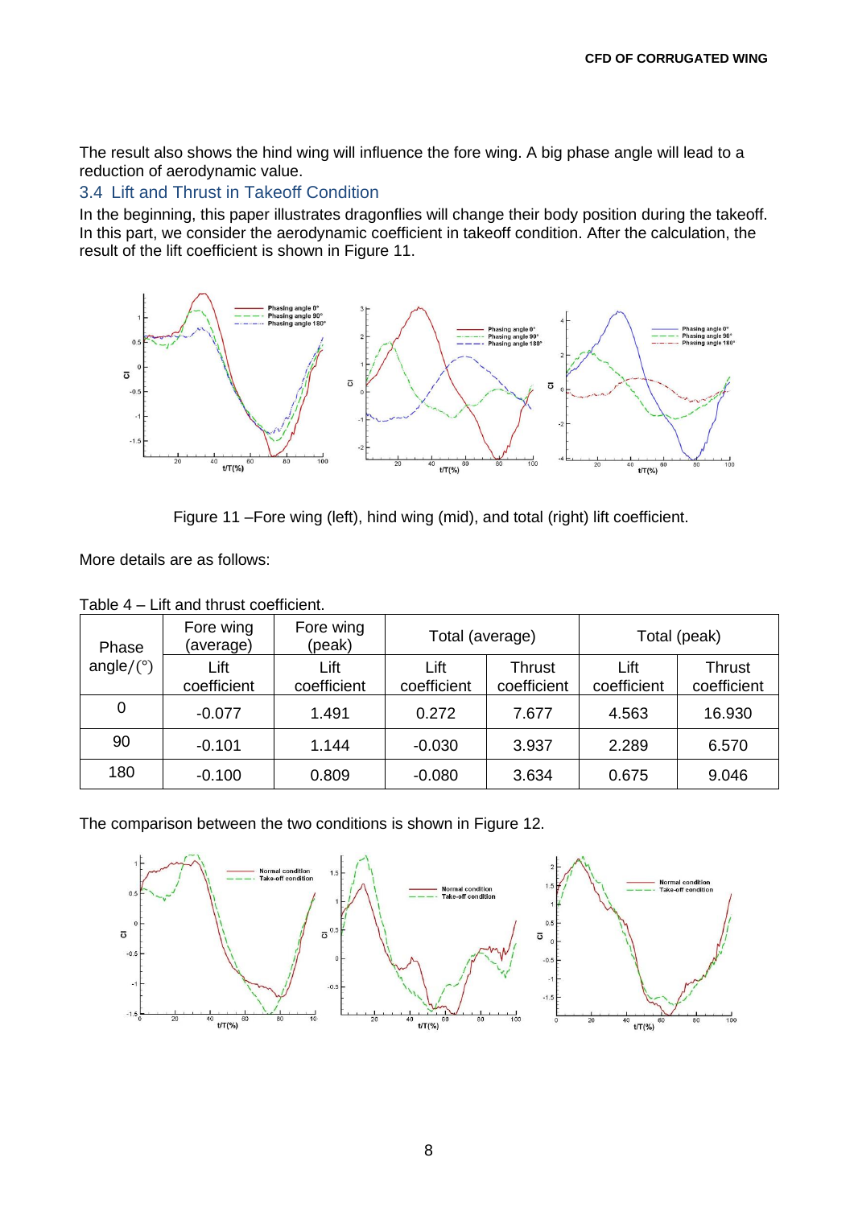The result also shows the hind wing will influence the fore wing. A big phase angle will lead to a reduction of aerodynamic value.

## 3.4 Lift and Thrust in Takeoff Condition

In the beginning, this paper illustrates dragonflies will change their body position during the takeoff. In this part, we consider the aerodynamic coefficient in takeoff condition. After the calculation, the result of the lift coefficient is shown in Figure 11.

Figure 11 –Fore wing (left), hind wing (mid), and total (right) lift coefficient.

More details are as follows:

Table 4 – Lift and thrust coefficient.

| Phase angle/(°) | Fore wing (average) | Fore wing (peak) | Total (average) | | Total (peak) | |
|---|---|---|---|---|---|---|
| | Lift coefficient | Lift coefficient | Lift coefficient | Thrust coefficient | Lift coefficient | Thrust coefficient |
| 0 | -0.077 | 1.491 | 0.272 | 7.677 | 4.563 | 16.930 |
| 90 | -0.101 | 1.144 | -0.030 | 3.937 | 2.289 | 6.570 |
| 180 | -0.100 | 0.809 | -0.080 | 3.634 | 0.675 | 9.046 |

The comparison between the two conditions is shown in Figure 12.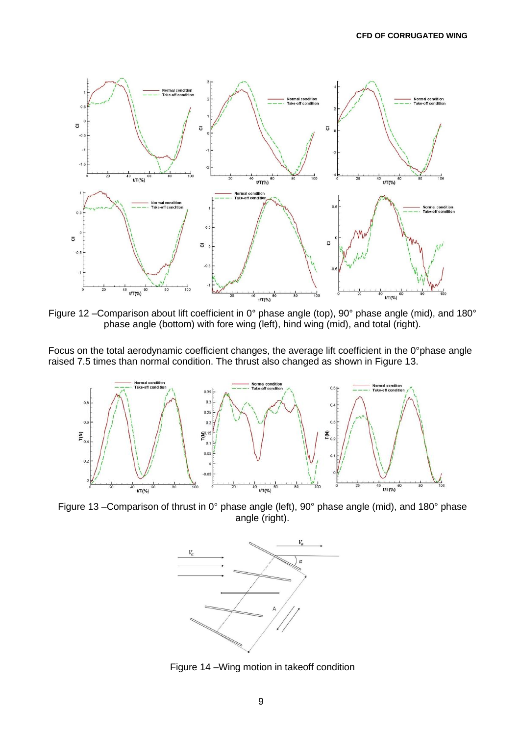Figure 12 –Comparison about lift coefficient in 0° phase angle (top), 90° phase angle (mid), and 180° phase angle (bottom) with fore wing (left), hind wing (mid), and total (right).

Focus on the total aerodynamic coefficient changes, the average lift coefficient in the 0°phase angle raised 7.5 times than normal condition. The thrust also changed as shown in Figure 13.

Figure 13 –Comparison of thrust in 0° phase angle (left), 90° phase angle (mid), and 180° phase angle (right).

Figure 14 –Wing motion in takeoff condition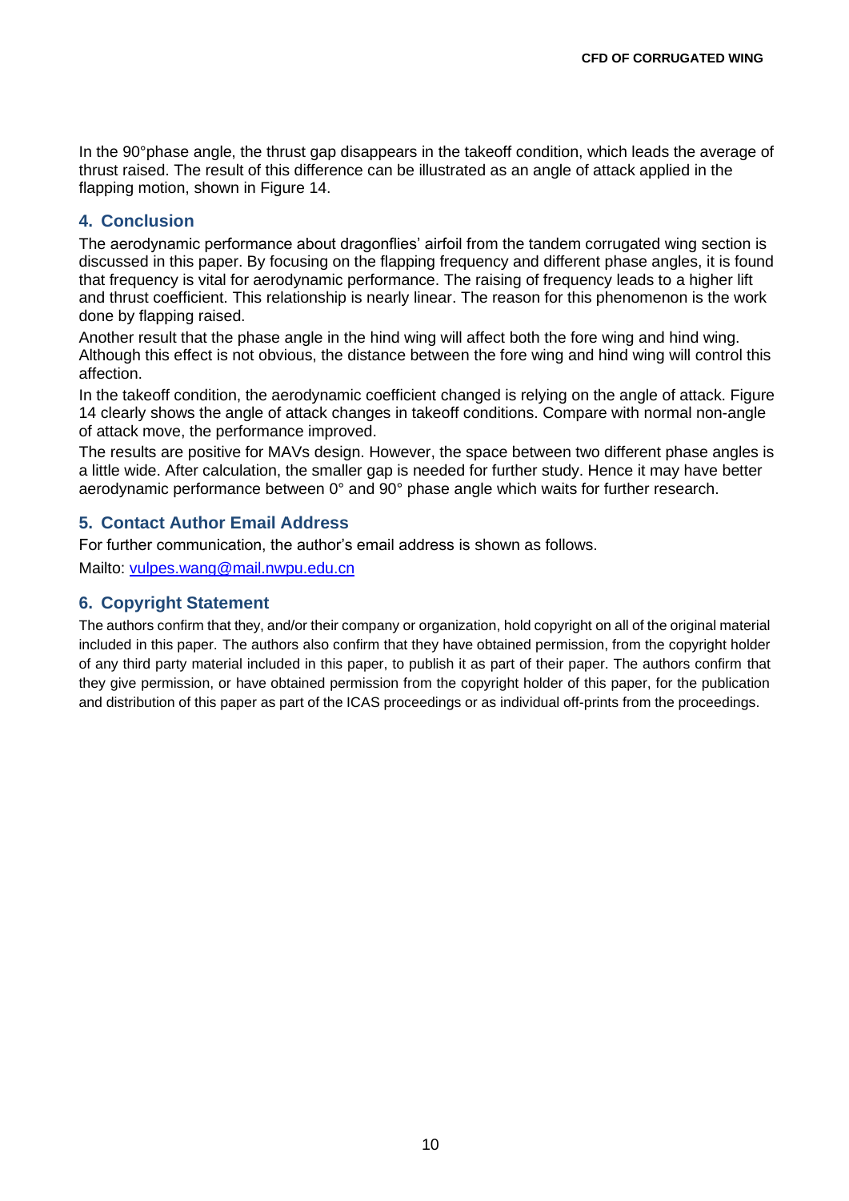In the 90°phase angle, the thrust gap disappears in the takeoff condition, which leads the average of thrust raised. The result of this difference can be illustrated as an angle of attack applied in the flapping motion, shown in Figure 14.

## 4. Conclusion

The aerodynamic performance about dragonflies' airfoil from the tandem corrugated wing section is discussed in this paper. By focusing on the flapping frequency and different phase angles, it is found that frequency is vital for aerodynamic performance. The raising of frequency leads to a higher lift and thrust coefficient. This relationship is nearly linear. The reason for this phenomenon is the work done by flapping raised.

Another result that the phase angle in the hind wing will affect both the fore wing and hind wing. Although this effect is not obvious, the distance between the fore wing and hind wing will control this affection.

In the takeoff condition, the aerodynamic coefficient changed is relying on the angle of attack. Figure 14 clearly shows the angle of attack changes in takeoff conditions. Compare with normal non-angle of attack move, the performance improved.

The results are positive for MAVs design. However, the space between two different phase angles is a little wide. After calculation, the smaller gap is needed for further study. Hence it may have better aerodynamic performance between 0° and 90° phase angle which waits for further research.

## 5. Contact Author Email Address

For further communication, the author's email address is shown as follows.

Mailto: vulpes.wang@mail.nwpu.edu.cn

## 6. Copyright Statement

The authors confirm that they, and/or their company or organization, hold copyright on all of the original material included in this paper. The authors also confirm that they have obtained permission, from the copyright holder of any third party material included in this paper, to publish it as part of their paper. The authors confirm that they give permission, or have obtained permission from the copyright holder of this paper, for the publication and distribution of this paper as part of the ICAS proceedings or as individual off-prints from the proceedings.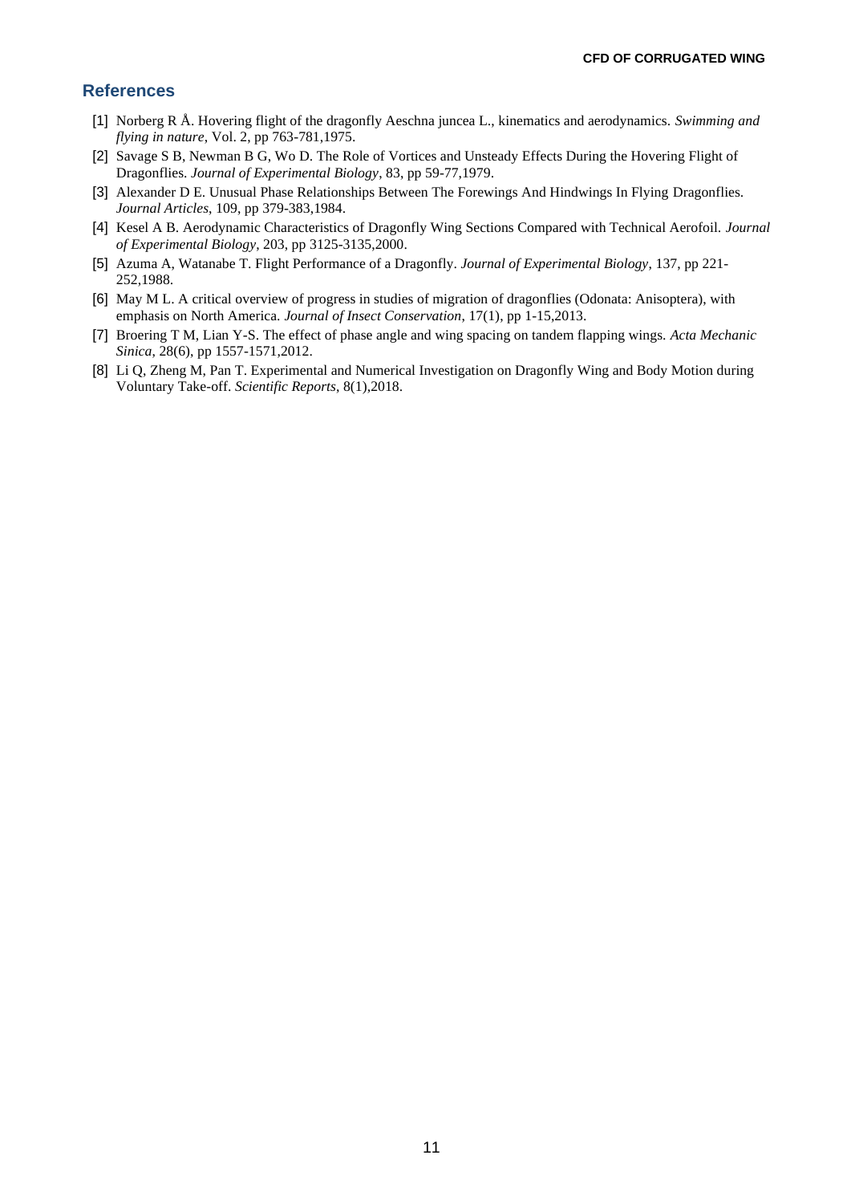## References

[1] Norberg R Å. Hovering flight of the dragonfly Aeschna juncea L., kinematics and aerodynamics. *Swimming and flying in nature*, Vol. 2, pp 763-781,1975.

[2] Savage S B, Newman B G, Wo D. The Role of Vortices and Unsteady Effects During the Hovering Flight of Dragonflies. *Journal of Experimental Biology*, 83, pp 59-77,1979.

[3] Alexander D E. Unusual Phase Relationships Between The Forewings And Hindwings In Flying Dragonflies. *Journal Articles*, 109, pp 379-383,1984.

[4] Kesel A B. Aerodynamic Characteristics of Dragonfly Wing Sections Compared with Technical Aerofoil. *Journal of Experimental Biology*, 203, pp 3125-3135,2000.

[5] Azuma A, Watanabe T. Flight Performance of a Dragonfly. *Journal of Experimental Biology*, 137, pp 221-252,1988.

[6] May M L. A critical overview of progress in studies of migration of dragonflies (Odonata: Anisoptera), with emphasis on North America. *Journal of Insect Conservation*, 17(1), pp 1-15,2013.

[7] Broering T M, Lian Y-S. The effect of phase angle and wing spacing on tandem flapping wings. *Acta Mechanic Sinica*, 28(6), pp 1557-1571,2012.

[8] Li Q, Zheng M, Pan T. Experimental and Numerical Investigation on Dragonfly Wing and Body Motion during Voluntary Take-off. *Scientific Reports*, 8(1),2018.